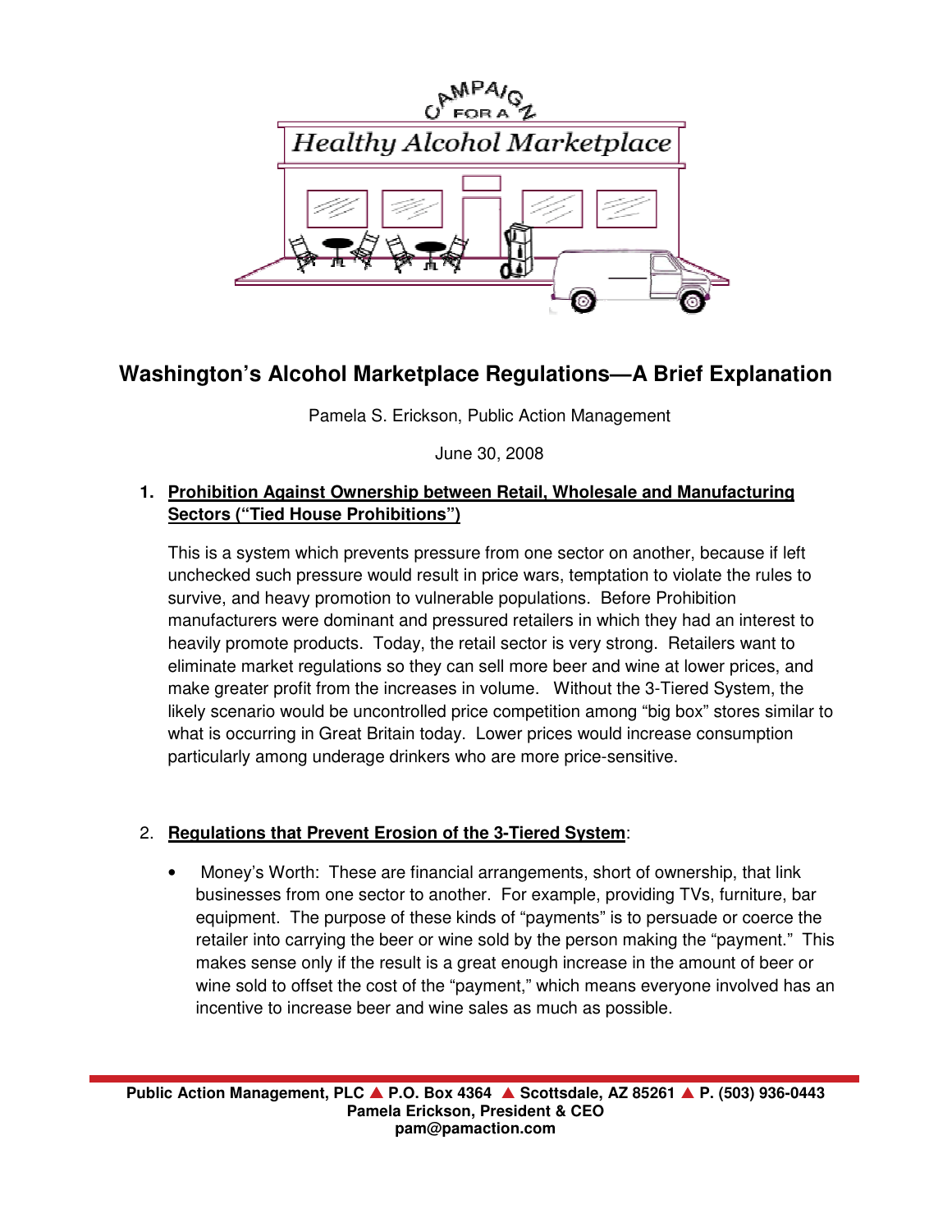# Washington's Alcohol Marketplace Regulations—A Brief Explanation

Pamela S. Erickson, Public Action Management

June 30, 2008

1. **Prohibition Against Ownership between Retail, Wholesale and Manufacturing Sectors ("Tied House Prohibitions")**

   This is a system which prevents pressure from one sector on another, because if left unchecked such pressure would result in price wars, temptation to violate the rules to survive, and heavy promotion to vulnerable populations. Before Prohibition manufacturers were dominant and pressured retailers in which they had an interest to heavily promote products. Today, the retail sector is very strong. Retailers want to eliminate market regulations so they can sell more beer and wine at lower prices, and make greater profit from the increases in volume. Without the 3-Tiered System, the likely scenario would be uncontrolled price competition among "big box" stores similar to what is occurring in Great Britain today. Lower prices would increase consumption particularly among underage drinkers who are more price-sensitive.

2. **Regulations that Prevent Erosion of the 3-Tiered System**:

   - Money's Worth: These are financial arrangements, short of ownership, that link businesses from one sector to another. For example, providing TVs, furniture, bar equipment. The purpose of these kinds of "payments" is to persuade or coerce the retailer into carrying the beer or wine sold by the person making the "payment." This makes sense only if the result is a great enough increase in the amount of beer or wine sold to offset the cost of the "payment," which means everyone involved has an incentive to increase beer and wine sales as much as possible.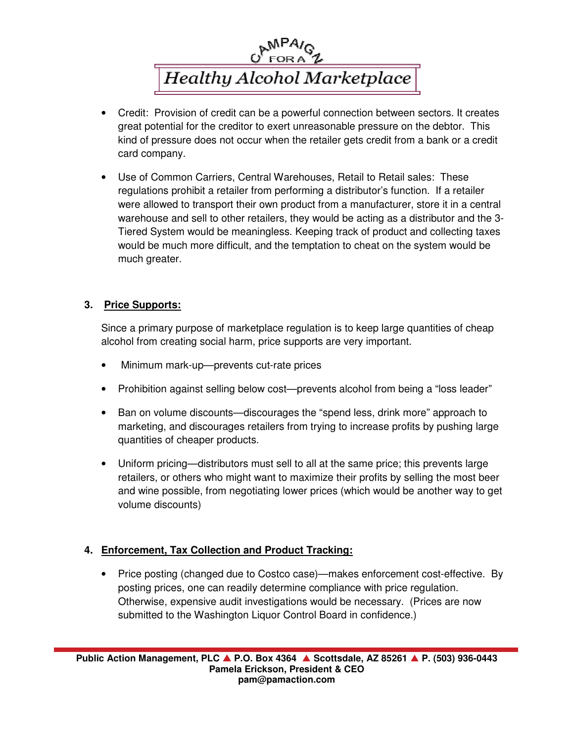- Credit: Provision of credit can be a powerful connection between sectors. It creates great potential for the creditor to exert unreasonable pressure on the debtor. This kind of pressure does not occur when the retailer gets credit from a bank or a credit card company.

- Use of Common Carriers, Central Warehouses, Retail to Retail sales: These regulations prohibit a retailer from performing a distributor's function. If a retailer were allowed to transport their own product from a manufacturer, store it in a central warehouse and sell to other retailers, they would be acting as a distributor and the 3-Tiered System would be meaningless. Keeping track of product and collecting taxes would be much more difficult, and the temptation to cheat on the system would be much greater.

## 3. Price Supports:

Since a primary purpose of marketplace regulation is to keep large quantities of cheap alcohol from creating social harm, price supports are very important.

- Minimum mark-up—prevents cut-rate prices

- Prohibition against selling below cost—prevents alcohol from being a "loss leader"

- Ban on volume discounts—discourages the "spend less, drink more" approach to marketing, and discourages retailers from trying to increase profits by pushing large quantities of cheaper products.

- Uniform pricing—distributors must sell to all at the same price; this prevents large retailers, or others who might want to maximize their profits by selling the most beer and wine possible, from negotiating lower prices (which would be another way to get volume discounts)

## 4. Enforcement, Tax Collection and Product Tracking:

- Price posting (changed due to Costco case)—makes enforcement cost-effective. By posting prices, one can readily determine compliance with price regulation. Otherwise, expensive audit investigations would be necessary. (Prices are now submitted to the Washington Liquor Control Board in confidence.)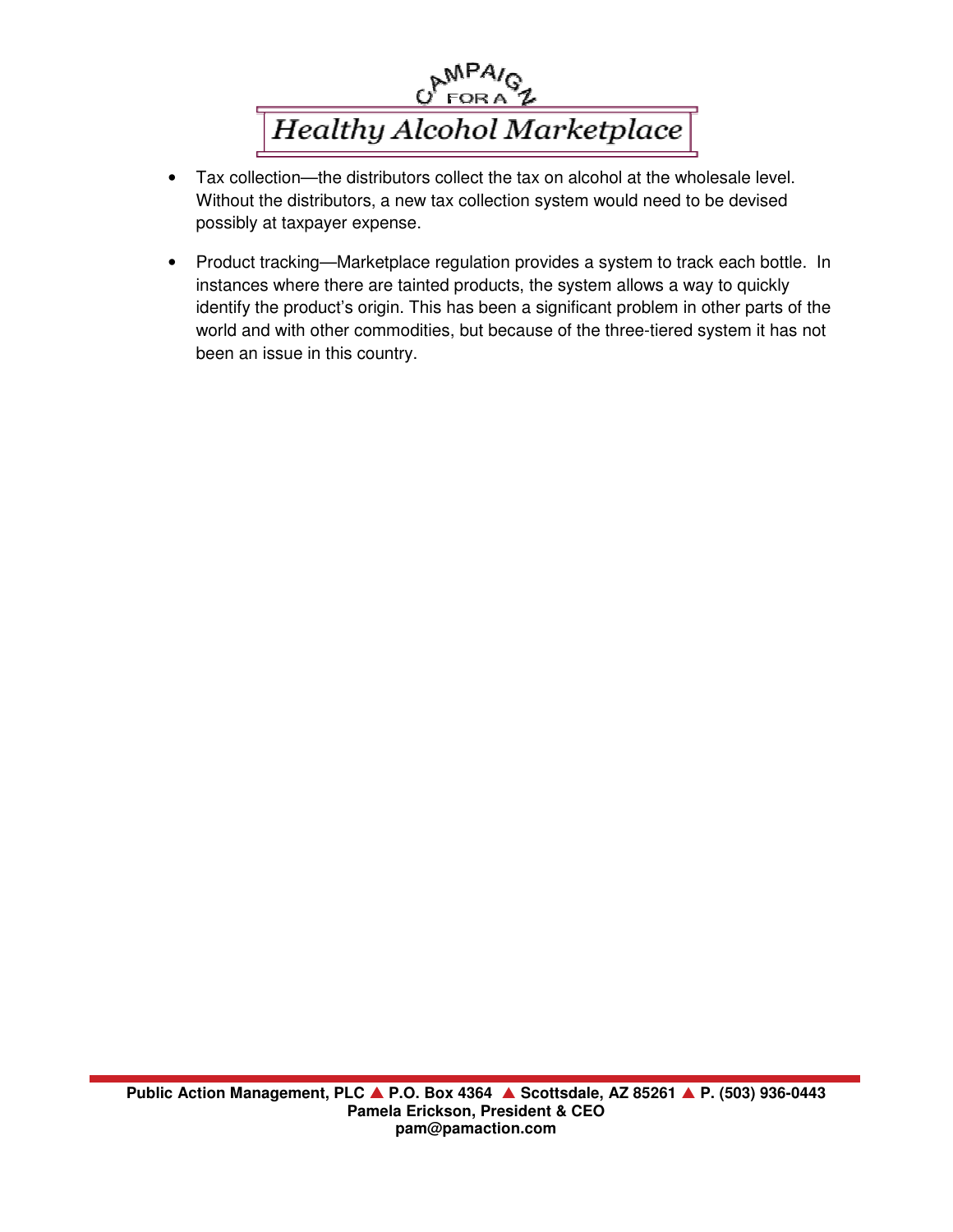- Tax collection—the distributors collect the tax on alcohol at the wholesale level. Without the distributors, a new tax collection system would need to be devised possibly at taxpayer expense.

- Product tracking—Marketplace regulation provides a system to track each bottle. In instances where there are tainted products, the system allows a way to quickly identify the product's origin. This has been a significant problem in other parts of the world and with other commodities, but because of the three-tiered system it has not been an issue in this country.